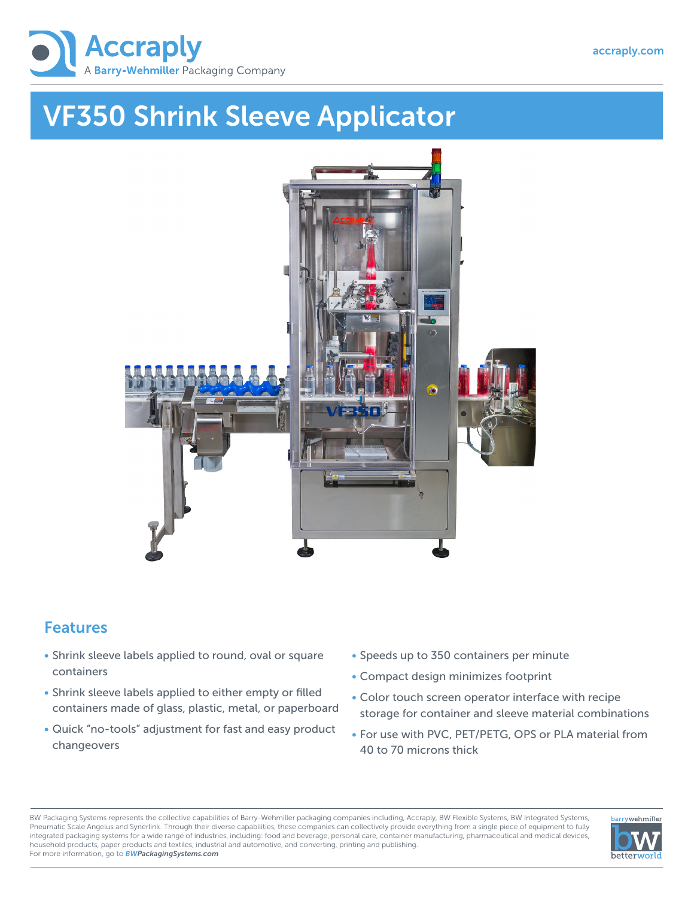Accraply

A Barry-Wehmiller Packaging Company

accraply.com

# VF350 Shrink Sleeve Applicator

## Features

- Shrink sleeve labels applied to round, oval or square containers
- Shrink sleeve labels applied to either empty or filled containers made of glass, plastic, metal, or paperboard
- Quick “no-tools” adjustment for fast and easy product changeovers
- Speeds up to 350 containers per minute
- Compact design minimizes footprint
- Color touch screen operator interface with recipe storage for container and sleeve material combinations
- For use with PVC, PET/PETG, OPS or PLA material from 40 to 70 microns thick

BW Packaging Systems represents the collective capabilities of Barry-Wehmiller packaging companies including, Accraply, BW Flexible Systems, BW Integrated Systems, Pneumatic Scale Angelus and Synerlink. Through their diverse capabilities, these companies can collectively provide everything from a single piece of equipment to fully integrated packaging systems for a wide range of industries, including: food and beverage, personal care, container manufacturing, pharmaceutical and medical devices, household products, paper products and textiles, industrial and automotive, and converting, printing and publishing.
For more information, go to ***BWPackagingSystems.com***

barrywehmiller bw betterworld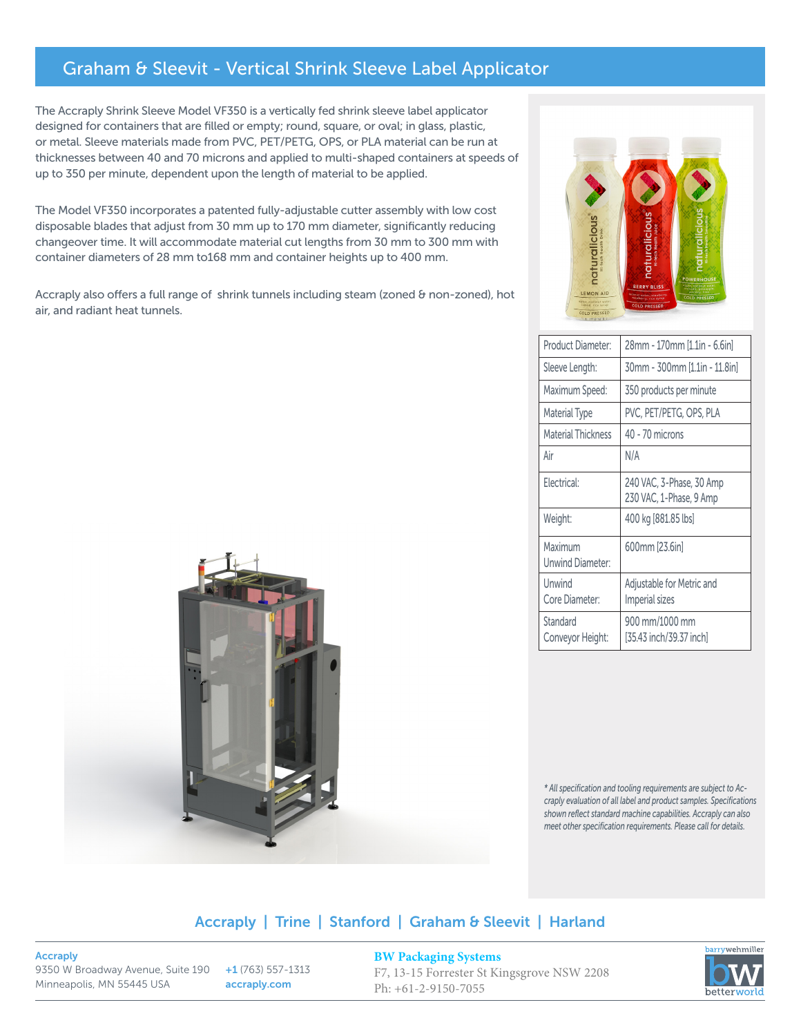# Graham & Sleevit - Vertical Shrink Sleeve Label Applicator

The Accraply Shrink Sleeve Model VF350 is a vertically fed shrink sleeve label applicator designed for containers that are filled or empty; round, square, or oval; in glass, plastic, or metal. Sleeve materials made from PVC, PET/PETG, OPS, or PLA material can be run at thicknesses between 40 and 70 microns and applied to multi-shaped containers at speeds of up to 350 per minute, dependent upon the length of material to be applied.

The Model VF350 incorporates a patented fully-adjustable cutter assembly with low cost disposable blades that adjust from 30 mm up to 170 mm diameter, significantly reducing changeover time. It will accommodate material cut lengths from 30 mm to 300 mm with container diameters of 28 mm to168 mm and container heights up to 400 mm.

Accraply also offers a full range of shrink tunnels including steam (zoned & non-zoned), hot air, and radiant heat tunnels.

| | |
|---|---|
| Product Diameter: | 28mm - 170mm [1.1in - 6.6in] |
| Sleeve Length: | 30mm - 300mm [1.1in - 11.8in] |
| Maximum Speed: | 350 products per minute |
| Material Type | PVC, PET/PETG, OPS, PLA |
| Material Thickness | 40 - 70 microns |
| Air | N/A |
| Electrical: | 240 VAC, 3-Phase, 30 Amp<br>230 VAC, 1-Phase, 9 Amp |
| Weight: | 400 kg [881.85 lbs] |
| Maximum Unwind Diameter: | 600mm [23.6in] |
| Unwind Core Diameter: | Adjustable for Metric and Imperial sizes |
| Standard Conveyor Height: | 900 mm/1000 mm [35.43 inch/39.37 inch] |

*\* All specification and tooling requirements are subject to Accraply evaluation of all label and product samples. Specifications shown reflect standard machine capabilities. Accraply can also meet other specification requirements. Please call for details.*

**Accraply | Trine | Stanford | Graham & Sleevit | Harland**

**Accraply**
9350 W Broadway Avenue, Suite 190
Minneapolis, MN 55445 USA
+1 (763) 557-1313
accraply.com

**BW Packaging Systems**
F7, 13-15 Forrester St Kingsgrove NSW 2208
Ph: +61-2-9150-7055

barrywehmiller
betterworld